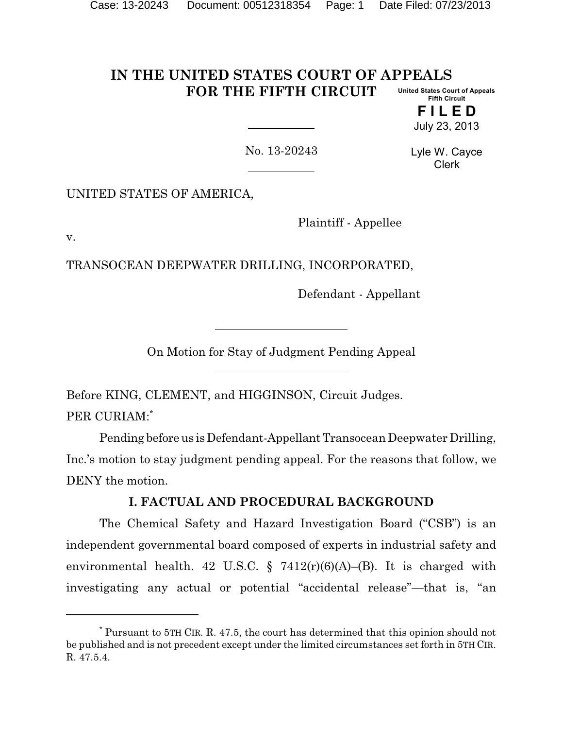# IN THE UNITED STATES COURT OF APPEALS FOR THE FIFTH CIRCUIT

United States Court of Appeals
Fifth Circuit

**FILED**

July 23, 2013

Lyle W. Cayce
Clerk

No. 13-20243

UNITED STATES OF AMERICA,

Plaintiff - Appellee

v.

TRANSOCEAN DEEPWATER DRILLING, INCORPORATED,

Defendant - Appellant

On Motion for Stay of Judgment Pending Appeal

Before KING, CLEMENT, and HIGGINSON, Circuit Judges.

PER CURIAM:[*]

Pending before us is Defendant-Appellant Transocean Deepwater Drilling, Inc.'s motion to stay judgment pending appeal. For the reasons that follow, we DENY the motion.

## I. FACTUAL AND PROCEDURAL BACKGROUND

The Chemical Safety and Hazard Investigation Board ("CSB") is an independent governmental board composed of experts in industrial safety and environmental health. 42 U.S.C. § 7412(r)(6)(A)–(B). It is charged with investigating any actual or potential "accidental release"—that is, "an

[*] Pursuant to 5TH CIR. R. 47.5, the court has determined that this opinion should not be published and is not precedent except under the limited circumstances set forth in 5TH CIR. R. 47.5.4.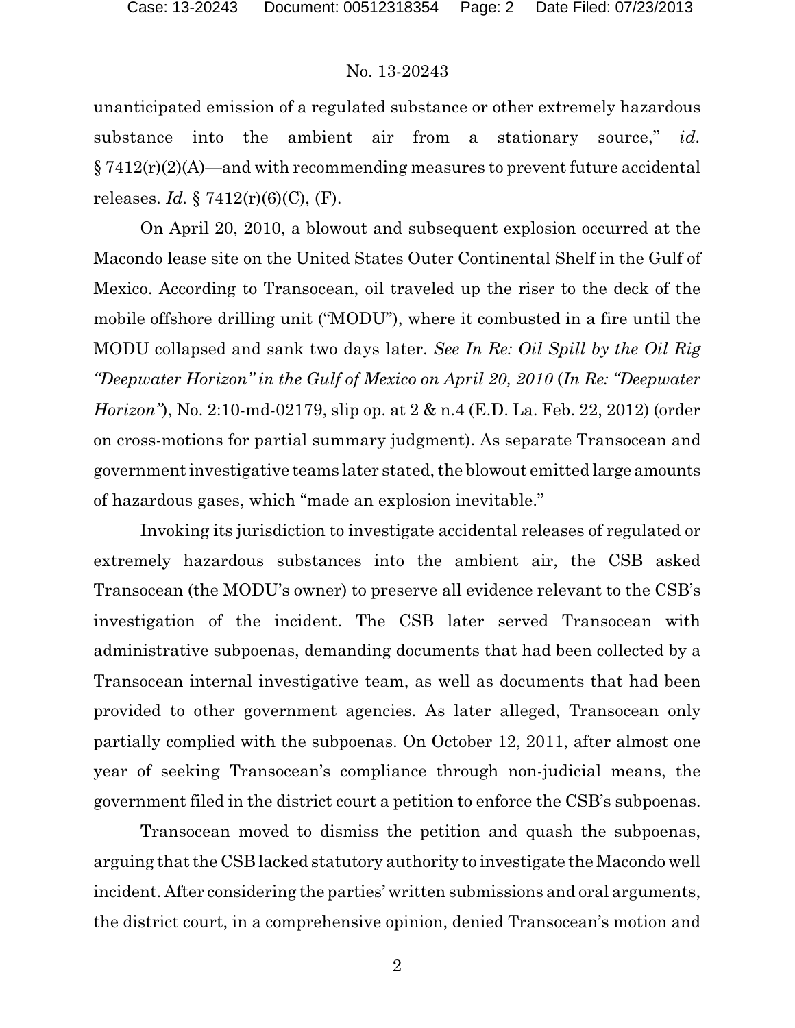unanticipated emission of a regulated substance or other extremely hazardous substance into the ambient air from a stationary source," *id.* § 7412(r)(2)(A)—and with recommending measures to prevent future accidental releases. *Id.* § 7412(r)(6)(C), (F).

On April 20, 2010, a blowout and subsequent explosion occurred at the Macondo lease site on the United States Outer Continental Shelf in the Gulf of Mexico. According to Transocean, oil traveled up the riser to the deck of the mobile offshore drilling unit ("MODU"), where it combusted in a fire until the MODU collapsed and sank two days later. *See In Re: Oil Spill by the Oil Rig "Deepwater Horizon" in the Gulf of Mexico on April 20, 2010* (*In Re: "Deepwater Horizon"*), No. 2:10-md-02179, slip op. at 2 & n.4 (E.D. La. Feb. 22, 2012) (order on cross-motions for partial summary judgment). As separate Transocean and government investigative teams later stated, the blowout emitted large amounts of hazardous gases, which "made an explosion inevitable."

Invoking its jurisdiction to investigate accidental releases of regulated or extremely hazardous substances into the ambient air, the CSB asked Transocean (the MODU's owner) to preserve all evidence relevant to the CSB's investigation of the incident. The CSB later served Transocean with administrative subpoenas, demanding documents that had been collected by a Transocean internal investigative team, as well as documents that had been provided to other government agencies. As later alleged, Transocean only partially complied with the subpoenas. On October 12, 2011, after almost one year of seeking Transocean's compliance through non-judicial means, the government filed in the district court a petition to enforce the CSB's subpoenas.

Transocean moved to dismiss the petition and quash the subpoenas, arguing that the CSB lacked statutory authority to investigate the Macondo well incident. After considering the parties' written submissions and oral arguments, the district court, in a comprehensive opinion, denied Transocean's motion and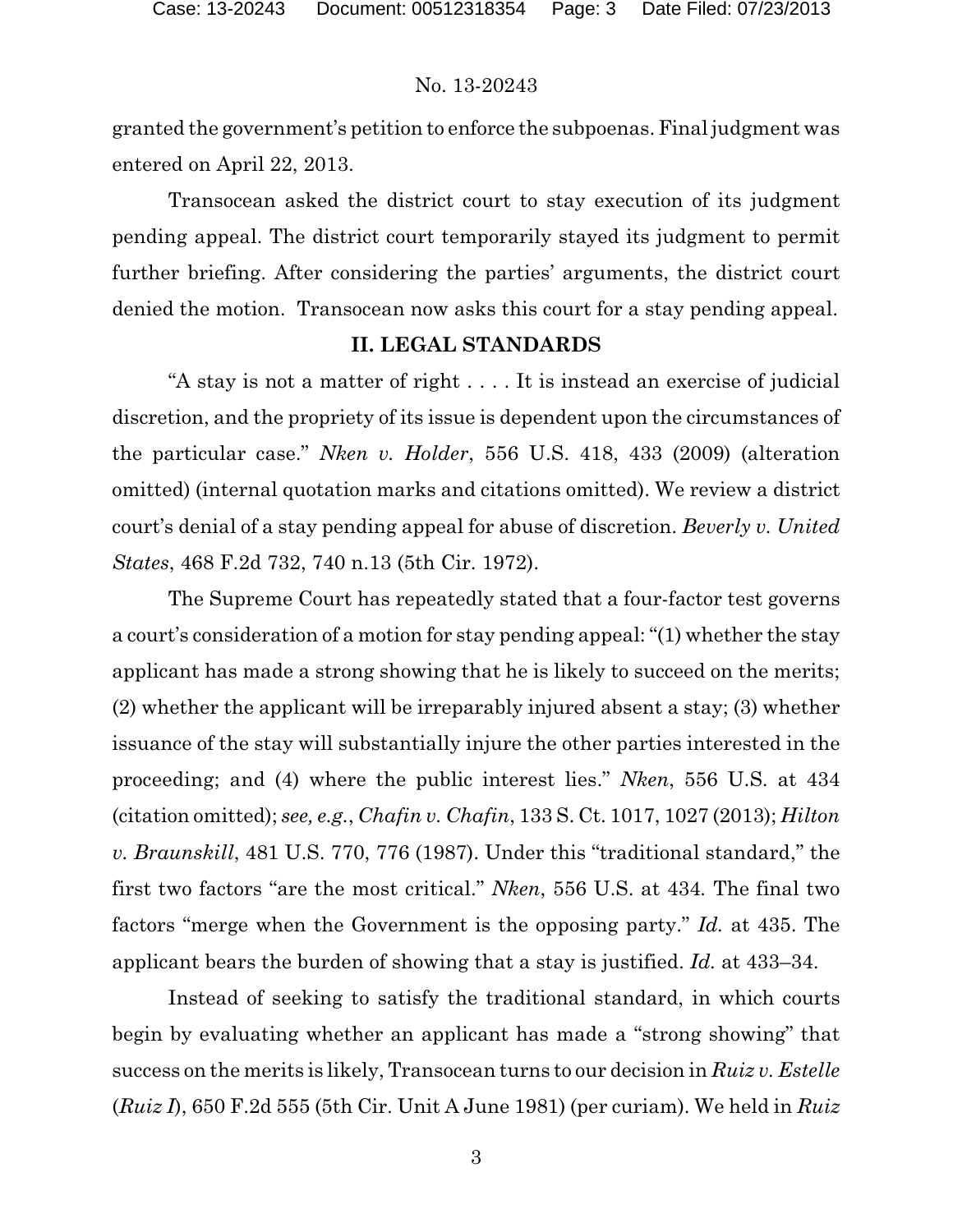granted the government's petition to enforce the subpoenas. Final judgment was entered on April 22, 2013.

Transocean asked the district court to stay execution of its judgment pending appeal. The district court temporarily stayed its judgment to permit further briefing. After considering the parties' arguments, the district court denied the motion. Transocean now asks this court for a stay pending appeal.

## II. LEGAL STANDARDS

"A stay is not a matter of right . . . . It is instead an exercise of judicial discretion, and the propriety of its issue is dependent upon the circumstances of the particular case." *Nken v. Holder*, 556 U.S. 418, 433 (2009) (alteration omitted) (internal quotation marks and citations omitted). We review a district court's denial of a stay pending appeal for abuse of discretion. *Beverly v. United States*, 468 F.2d 732, 740 n.13 (5th Cir. 1972).

The Supreme Court has repeatedly stated that a four-factor test governs a court's consideration of a motion for stay pending appeal: "(1) whether the stay applicant has made a strong showing that he is likely to succeed on the merits; (2) whether the applicant will be irreparably injured absent a stay; (3) whether issuance of the stay will substantially injure the other parties interested in the proceeding; and (4) where the public interest lies." *Nken*, 556 U.S. at 434 (citation omitted); *see, e.g.*, *Chafin v. Chafin*, 133 S. Ct. 1017, 1027 (2013); *Hilton v. Braunskill*, 481 U.S. 770, 776 (1987). Under this "traditional standard," the first two factors "are the most critical." *Nken*, 556 U.S. at 434. The final two factors "merge when the Government is the opposing party." *Id.* at 435. The applicant bears the burden of showing that a stay is justified. *Id.* at 433–34.

Instead of seeking to satisfy the traditional standard, in which courts begin by evaluating whether an applicant has made a "strong showing" that success on the merits is likely, Transocean turns to our decision in *Ruiz v. Estelle* (*Ruiz I*), 650 F.2d 555 (5th Cir. Unit A June 1981) (per curiam). We held in *Ruiz*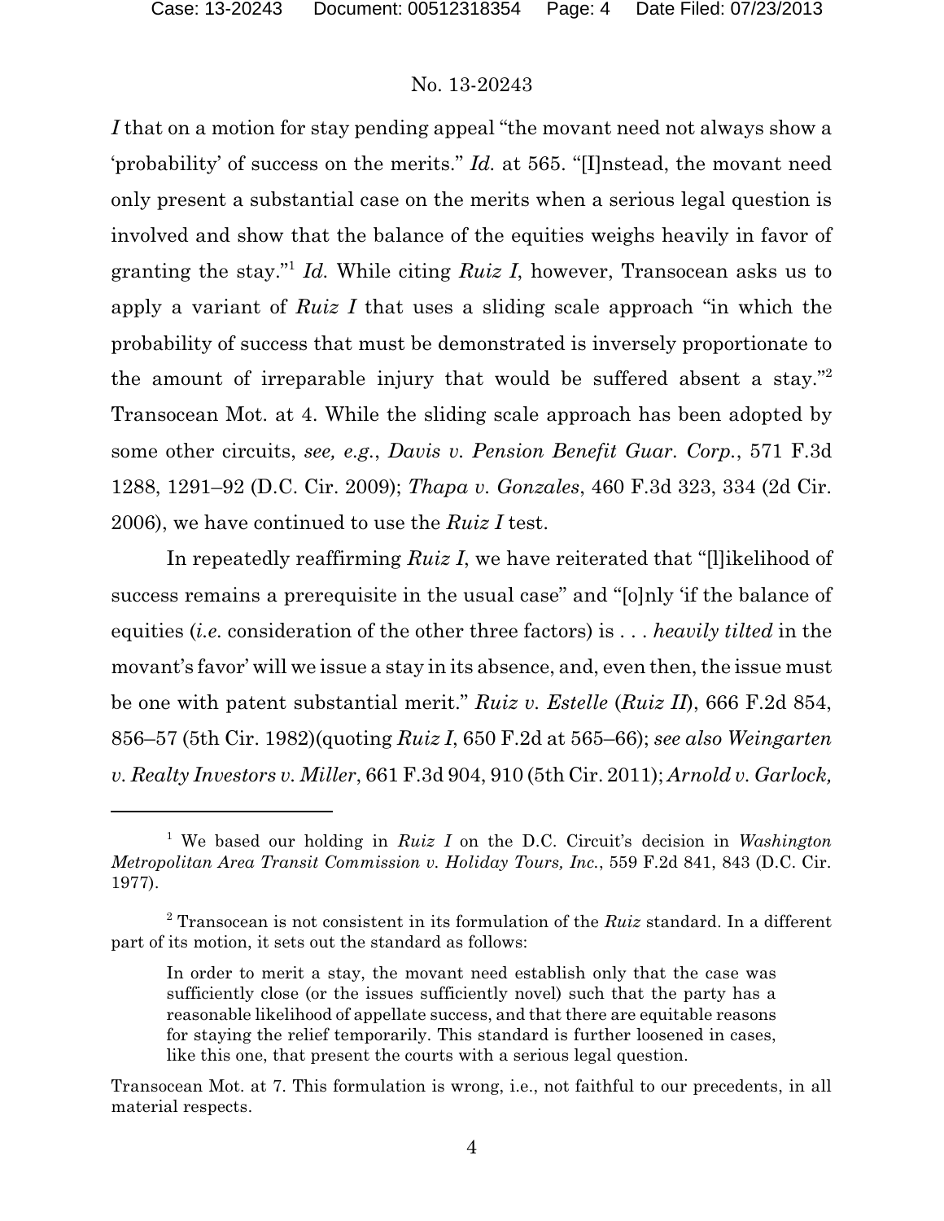*I* that on a motion for stay pending appeal "the movant need not always show a 'probability' of success on the merits." *Id.* at 565. "[I]nstead, the movant need only present a substantial case on the merits when a serious legal question is involved and show that the balance of the equities weighs heavily in favor of granting the stay."[1] *Id.* While citing *Ruiz I*, however, Transocean asks us to apply a variant of *Ruiz I* that uses a sliding scale approach "in which the probability of success that must be demonstrated is inversely proportionate to the amount of irreparable injury that would be suffered absent a stay."[2] Transocean Mot. at 4. While the sliding scale approach has been adopted by some other circuits, *see, e.g.*, *Davis v. Pension Benefit Guar. Corp.*, 571 F.3d 1288, 1291–92 (D.C. Cir. 2009); *Thapa v. Gonzales*, 460 F.3d 323, 334 (2d Cir. 2006), we have continued to use the *Ruiz I* test.

In repeatedly reaffirming *Ruiz I*, we have reiterated that "[l]ikelihood of success remains a prerequisite in the usual case" and "[o]nly 'if the balance of equities (*i.e.* consideration of the other three factors) is . . . *heavily tilted* in the movant's favor' will we issue a stay in its absence, and, even then, the issue must be one with patent substantial merit." *Ruiz v. Estelle* (*Ruiz II*), 666 F.2d 854, 856–57 (5th Cir. 1982)(quoting *Ruiz I*, 650 F.2d at 565–66); *see also Weingarten v. Realty Investors v. Miller*, 661 F.3d 904, 910 (5th Cir. 2011); *Arnold v. Garlock,*

---

[1] We based our holding in *Ruiz I* on the D.C. Circuit's decision in *Washington Metropolitan Area Transit Commission v. Holiday Tours, Inc.*, 559 F.2d 841, 843 (D.C. Cir. 1977).

[2] Transocean is not consistent in its formulation of the *Ruiz* standard. In a different part of its motion, it sets out the standard as follows:

> In order to merit a stay, the movant need establish only that the case was sufficiently close (or the issues sufficiently novel) such that the party has a reasonable likelihood of appellate success, and that there are equitable reasons for staying the relief temporarily. This standard is further loosened in cases, like this one, that present the courts with a serious legal question.

Transocean Mot. at 7. This formulation is wrong, i.e., not faithful to our precedents, in all material respects.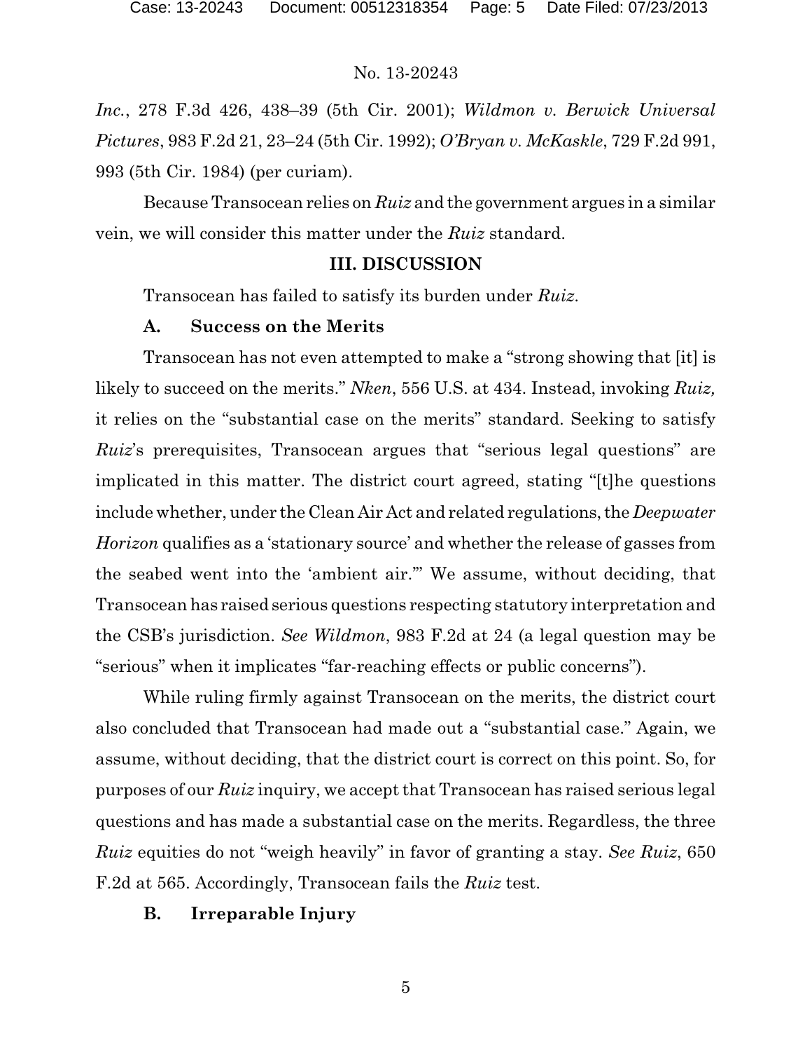*Inc.*, 278 F.3d 426, 438–39 (5th Cir. 2001); *Wildmon v. Berwick Universal Pictures*, 983 F.2d 21, 23–24 (5th Cir. 1992); *O'Bryan v. McKaskle*, 729 F.2d 991, 993 (5th Cir. 1984) (per curiam).

Because Transocean relies on *Ruiz* and the government argues in a similar vein, we will consider this matter under the *Ruiz* standard.

## III. DISCUSSION

Transocean has failed to satisfy its burden under *Ruiz*.

### A. Success on the Merits

Transocean has not even attempted to make a "strong showing that [it] is likely to succeed on the merits." *Nken*, 556 U.S. at 434. Instead, invoking *Ruiz,* it relies on the "substantial case on the merits" standard. Seeking to satisfy *Ruiz*'s prerequisites, Transocean argues that "serious legal questions" are implicated in this matter. The district court agreed, stating "[t]he questions include whether, under the Clean Air Act and related regulations, the *Deepwater Horizon* qualifies as a 'stationary source' and whether the release of gasses from the seabed went into the 'ambient air.'" We assume, without deciding, that Transocean has raised serious questions respecting statutory interpretation and the CSB's jurisdiction. *See Wildmon*, 983 F.2d at 24 (a legal question may be "serious" when it implicates "far-reaching effects or public concerns").

While ruling firmly against Transocean on the merits, the district court also concluded that Transocean had made out a "substantial case." Again, we assume, without deciding, that the district court is correct on this point. So, for purposes of our *Ruiz* inquiry, we accept that Transocean has raised serious legal questions and has made a substantial case on the merits. Regardless, the three *Ruiz* equities do not "weigh heavily" in favor of granting a stay. *See Ruiz*, 650 F.2d at 565. Accordingly, Transocean fails the *Ruiz* test.

### B. Irreparable Injury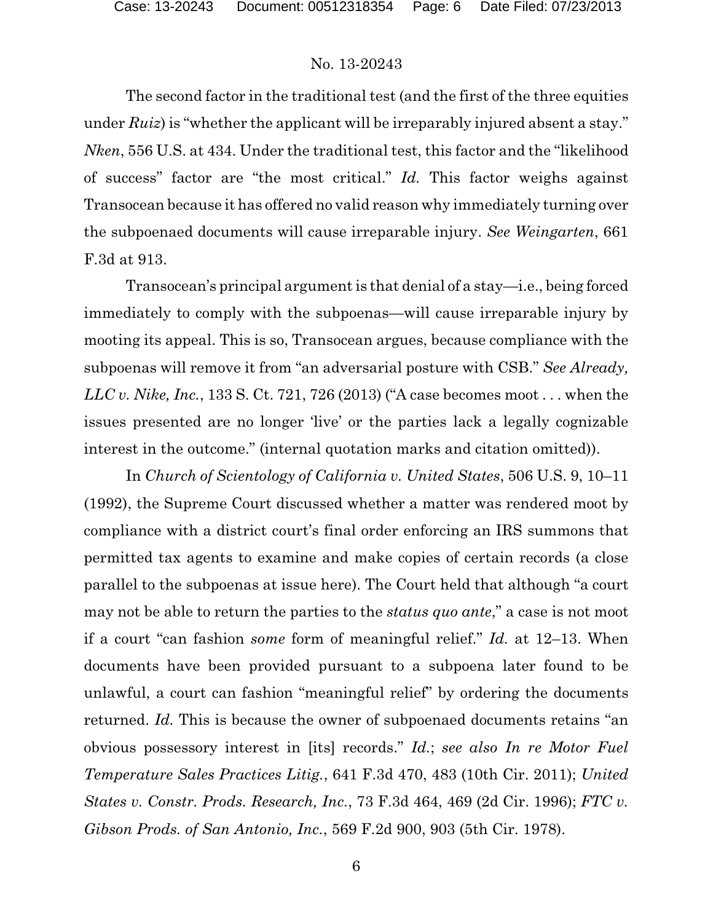The second factor in the traditional test (and the first of the three equities under *Ruiz*) is "whether the applicant will be irreparably injured absent a stay." *Nken*, 556 U.S. at 434. Under the traditional test, this factor and the "likelihood of success" factor are "the most critical." *Id.* This factor weighs against Transocean because it has offered no valid reason why immediately turning over the subpoenaed documents will cause irreparable injury. *See Weingarten*, 661 F.3d at 913.

Transocean's principal argument is that denial of a stay—i.e., being forced immediately to comply with the subpoenas—will cause irreparable injury by mooting its appeal. This is so, Transocean argues, because compliance with the subpoenas will remove it from "an adversarial posture with CSB." *See Already, LLC v. Nike, Inc.*, 133 S. Ct. 721, 726 (2013) ("A case becomes moot . . . when the issues presented are no longer 'live' or the parties lack a legally cognizable interest in the outcome." (internal quotation marks and citation omitted)).

In *Church of Scientology of California v. United States*, 506 U.S. 9, 10–11 (1992), the Supreme Court discussed whether a matter was rendered moot by compliance with a district court's final order enforcing an IRS summons that permitted tax agents to examine and make copies of certain records (a close parallel to the subpoenas at issue here). The Court held that although "a court may not be able to return the parties to the *status quo ante*," a case is not moot if a court "can fashion *some* form of meaningful relief." *Id.* at 12–13. When documents have been provided pursuant to a subpoena later found to be unlawful, a court can fashion "meaningful relief" by ordering the documents returned. *Id.* This is because the owner of subpoenaed documents retains "an obvious possessory interest in [its] records." *Id.*; *see also In re Motor Fuel Temperature Sales Practices Litig.*, 641 F.3d 470, 483 (10th Cir. 2011); *United States v. Constr. Prods. Research, Inc.*, 73 F.3d 464, 469 (2d Cir. 1996); *FTC v. Gibson Prods. of San Antonio, Inc.*, 569 F.2d 900, 903 (5th Cir. 1978).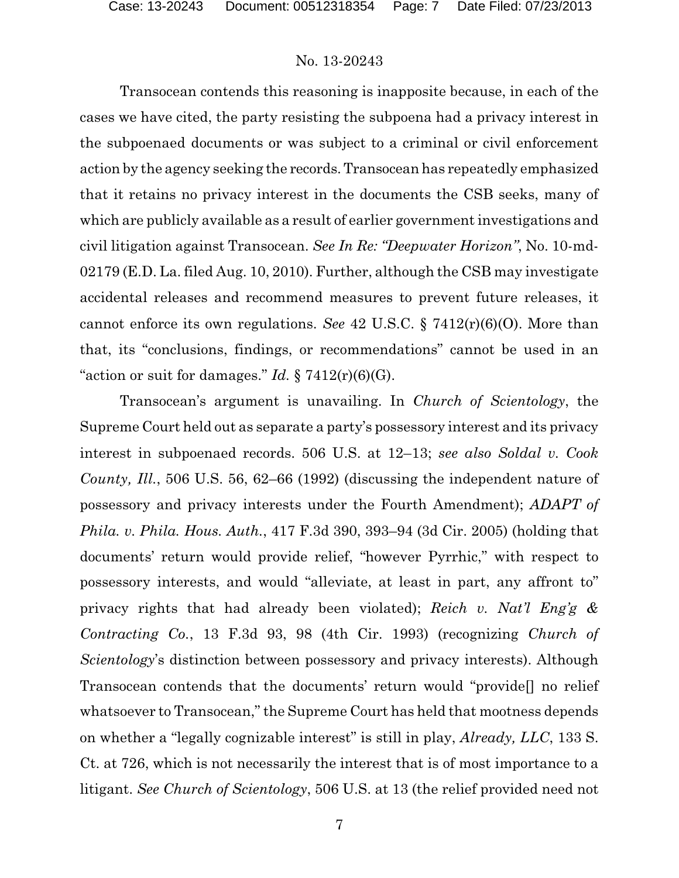Transocean contends this reasoning is inapposite because, in each of the cases we have cited, the party resisting the subpoena had a privacy interest in the subpoenaed documents or was subject to a criminal or civil enforcement action by the agency seeking the records. Transocean has repeatedly emphasized that it retains no privacy interest in the documents the CSB seeks, many of which are publicly available as a result of earlier government investigations and civil litigation against Transocean. *See In Re: "Deepwater Horizon"*, No. 10-md-02179 (E.D. La. filed Aug. 10, 2010). Further, although the CSB may investigate accidental releases and recommend measures to prevent future releases, it cannot enforce its own regulations. *See* 42 U.S.C. § 7412(r)(6)(O). More than that, its "conclusions, findings, or recommendations" cannot be used in an "action or suit for damages." *Id.* § 7412(r)(6)(G).

Transocean's argument is unavailing. In *Church of Scientology*, the Supreme Court held out as separate a party's possessory interest and its privacy interest in subpoenaed records. 506 U.S. at 12–13; *see also Soldal v. Cook County, Ill.*, 506 U.S. 56, 62–66 (1992) (discussing the independent nature of possessory and privacy interests under the Fourth Amendment); *ADAPT of Phila. v. Phila. Hous. Auth.*, 417 F.3d 390, 393–94 (3d Cir. 2005) (holding that documents' return would provide relief, "however Pyrrhic," with respect to possessory interests, and would "alleviate, at least in part, any affront to" privacy rights that had already been violated); *Reich v. Nat'l Eng'g & Contracting Co.*, 13 F.3d 93, 98 (4th Cir. 1993) (recognizing *Church of Scientology*'s distinction between possessory and privacy interests). Although Transocean contends that the documents' return would "provide[] no relief whatsoever to Transocean," the Supreme Court has held that mootness depends on whether a "legally cognizable interest" is still in play, *Already, LLC*, 133 S. Ct. at 726, which is not necessarily the interest that is of most importance to a litigant. *See Church of Scientology*, 506 U.S. at 13 (the relief provided need not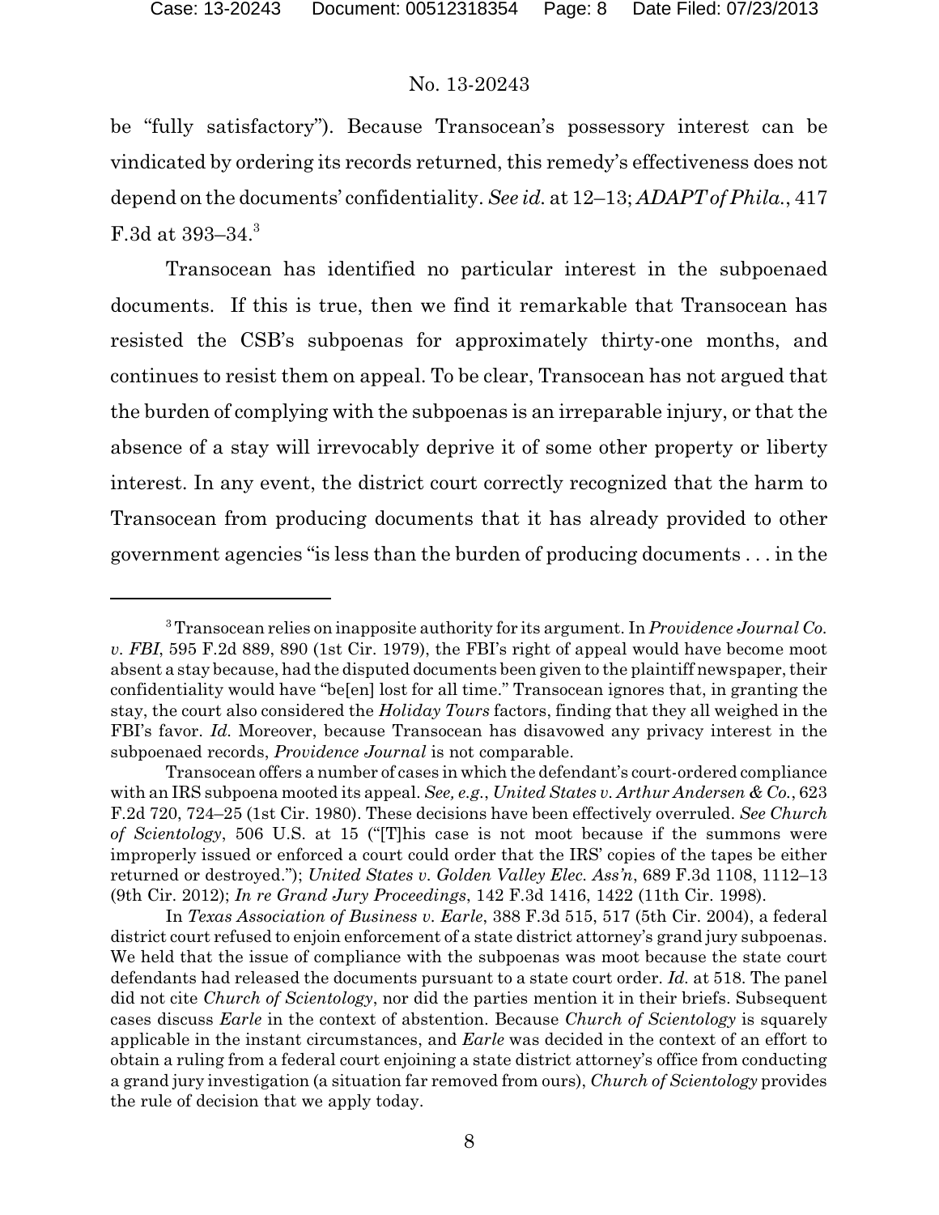be "fully satisfactory"). Because Transocean's possessory interest can be vindicated by ordering its records returned, this remedy's effectiveness does not depend on the documents' confidentiality. *See id.* at 12–13; *ADAPT of Phila.*, 417 F.3d at 393–34.[3]

Transocean has identified no particular interest in the subpoenaed documents. If this is true, then we find it remarkable that Transocean has resisted the CSB's subpoenas for approximately thirty-one months, and continues to resist them on appeal. To be clear, Transocean has not argued that the burden of complying with the subpoenas is an irreparable injury, or that the absence of a stay will irrevocably deprive it of some other property or liberty interest. In any event, the district court correctly recognized that the harm to Transocean from producing documents that it has already provided to other government agencies "is less than the burden of producing documents . . . in the

---

[3] Transocean relies on inapposite authority for its argument. In *Providence Journal Co. v. FBI*, 595 F.2d 889, 890 (1st Cir. 1979), the FBI's right of appeal would have become moot absent a stay because, had the disputed documents been given to the plaintiff newspaper, their confidentiality would have "be[en] lost for all time." Transocean ignores that, in granting the stay, the court also considered the *Holiday Tours* factors, finding that they all weighed in the FBI's favor. *Id.* Moreover, because Transocean has disavowed any privacy interest in the subpoenaed records, *Providence Journal* is not comparable.

Transocean offers a number of cases in which the defendant's court-ordered compliance with an IRS subpoena mooted its appeal. *See, e.g.*, *United States v. Arthur Andersen & Co.*, 623 F.2d 720, 724–25 (1st Cir. 1980). These decisions have been effectively overruled. *See Church of Scientology*, 506 U.S. at 15 ("[T]his case is not moot because if the summons were improperly issued or enforced a court could order that the IRS' copies of the tapes be either returned or destroyed."); *United States v. Golden Valley Elec. Ass'n*, 689 F.3d 1108, 1112–13 (9th Cir. 2012); *In re Grand Jury Proceedings*, 142 F.3d 1416, 1422 (11th Cir. 1998).

In *Texas Association of Business v. Earle*, 388 F.3d 515, 517 (5th Cir. 2004), a federal district court refused to enjoin enforcement of a state district attorney's grand jury subpoenas. We held that the issue of compliance with the subpoenas was moot because the state court defendants had released the documents pursuant to a state court order. *Id.* at 518. The panel did not cite *Church of Scientology*, nor did the parties mention it in their briefs. Subsequent cases discuss *Earle* in the context of abstention. Because *Church of Scientology* is squarely applicable in the instant circumstances, and *Earle* was decided in the context of an effort to obtain a ruling from a federal court enjoining a state district attorney's office from conducting a grand jury investigation (a situation far removed from ours), *Church of Scientology* provides the rule of decision that we apply today.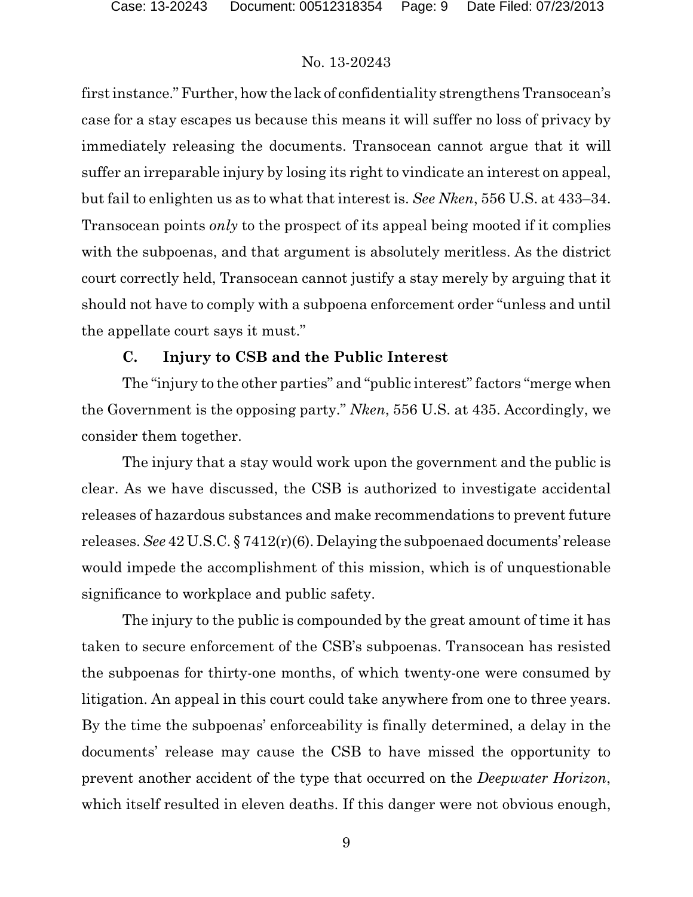first instance." Further, how the lack of confidentiality strengthens Transocean's case for a stay escapes us because this means it will suffer no loss of privacy by immediately releasing the documents. Transocean cannot argue that it will suffer an irreparable injury by losing its right to vindicate an interest on appeal, but fail to enlighten us as to what that interest is. *See Nken*, 556 U.S. at 433–34. Transocean points *only* to the prospect of its appeal being mooted if it complies with the subpoenas, and that argument is absolutely meritless. As the district court correctly held, Transocean cannot justify a stay merely by arguing that it should not have to comply with a subpoena enforcement order "unless and until the appellate court says it must."

### C. Injury to CSB and the Public Interest

The "injury to the other parties" and "public interest" factors "merge when the Government is the opposing party." *Nken*, 556 U.S. at 435. Accordingly, we consider them together.

The injury that a stay would work upon the government and the public is clear. As we have discussed, the CSB is authorized to investigate accidental releases of hazardous substances and make recommendations to prevent future releases. *See* 42 U.S.C. § 7412(r)(6). Delaying the subpoenaed documents' release would impede the accomplishment of this mission, which is of unquestionable significance to workplace and public safety.

The injury to the public is compounded by the great amount of time it has taken to secure enforcement of the CSB's subpoenas. Transocean has resisted the subpoenas for thirty-one months, of which twenty-one were consumed by litigation. An appeal in this court could take anywhere from one to three years. By the time the subpoenas' enforceability is finally determined, a delay in the documents' release may cause the CSB to have missed the opportunity to prevent another accident of the type that occurred on the *Deepwater Horizon*, which itself resulted in eleven deaths. If this danger were not obvious enough,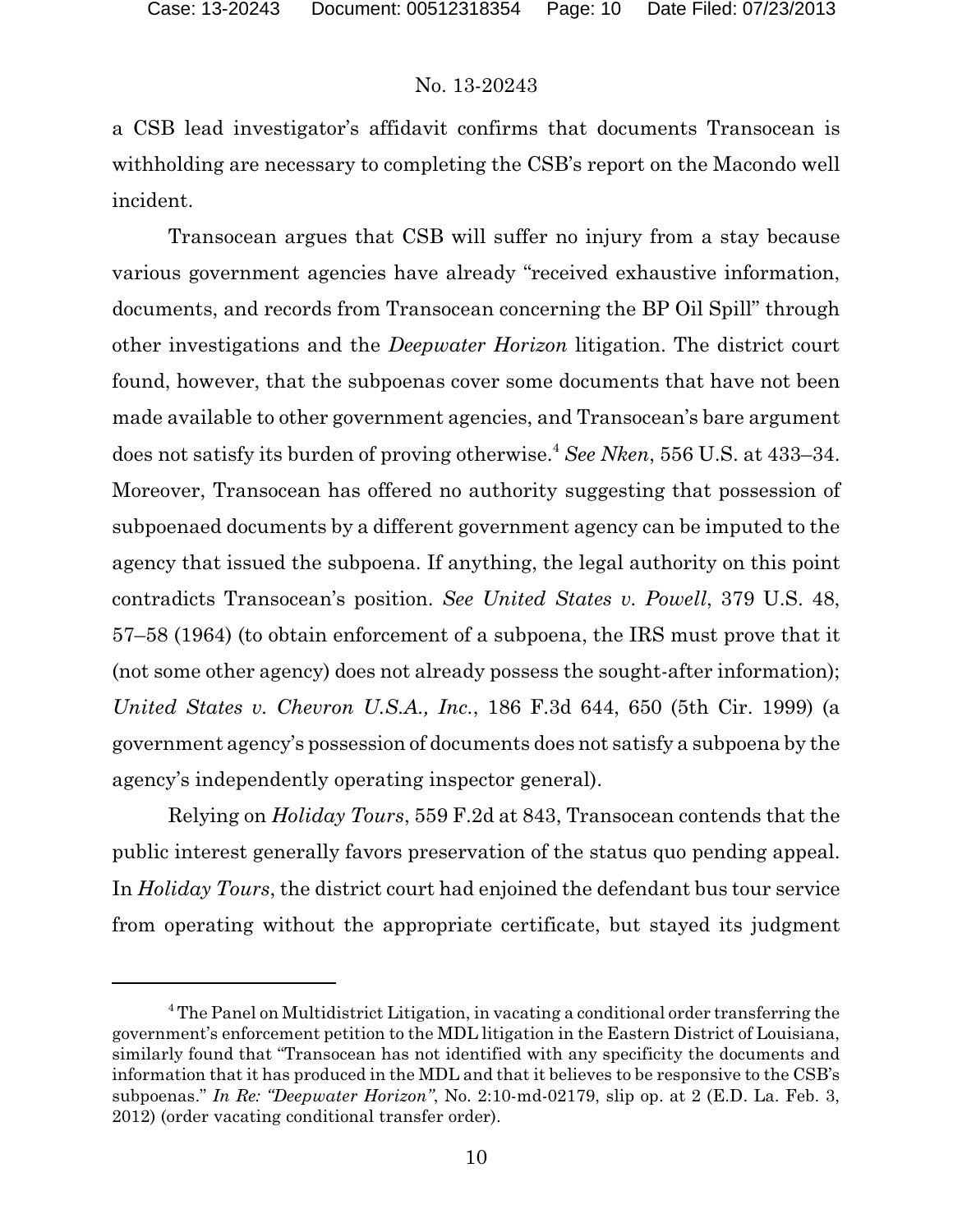a CSB lead investigator's affidavit confirms that documents Transocean is withholding are necessary to completing the CSB's report on the Macondo well incident.

Transocean argues that CSB will suffer no injury from a stay because various government agencies have already "received exhaustive information, documents, and records from Transocean concerning the BP Oil Spill" through other investigations and the *Deepwater Horizon* litigation. The district court found, however, that the subpoenas cover some documents that have not been made available to other government agencies, and Transocean's bare argument does not satisfy its burden of proving otherwise.[4] *See Nken*, 556 U.S. at 433–34. Moreover, Transocean has offered no authority suggesting that possession of subpoenaed documents by a different government agency can be imputed to the agency that issued the subpoena. If anything, the legal authority on this point contradicts Transocean's position. *See United States v. Powell*, 379 U.S. 48, 57–58 (1964) (to obtain enforcement of a subpoena, the IRS must prove that it (not some other agency) does not already possess the sought-after information); *United States v. Chevron U.S.A., Inc.*, 186 F.3d 644, 650 (5th Cir. 1999) (a government agency's possession of documents does not satisfy a subpoena by the agency's independently operating inspector general).

Relying on *Holiday Tours*, 559 F.2d at 843, Transocean contends that the public interest generally favors preservation of the status quo pending appeal. In *Holiday Tours*, the district court had enjoined the defendant bus tour service from operating without the appropriate certificate, but stayed its judgment

[4] The Panel on Multidistrict Litigation, in vacating a conditional order transferring the government's enforcement petition to the MDL litigation in the Eastern District of Louisiana, similarly found that "Transocean has not identified with any specificity the documents and information that it has produced in the MDL and that it believes to be responsive to the CSB's subpoenas." *In Re: "Deepwater Horizon"*, No. 2:10-md-02179, slip op. at 2 (E.D. La. Feb. 3, 2012) (order vacating conditional transfer order).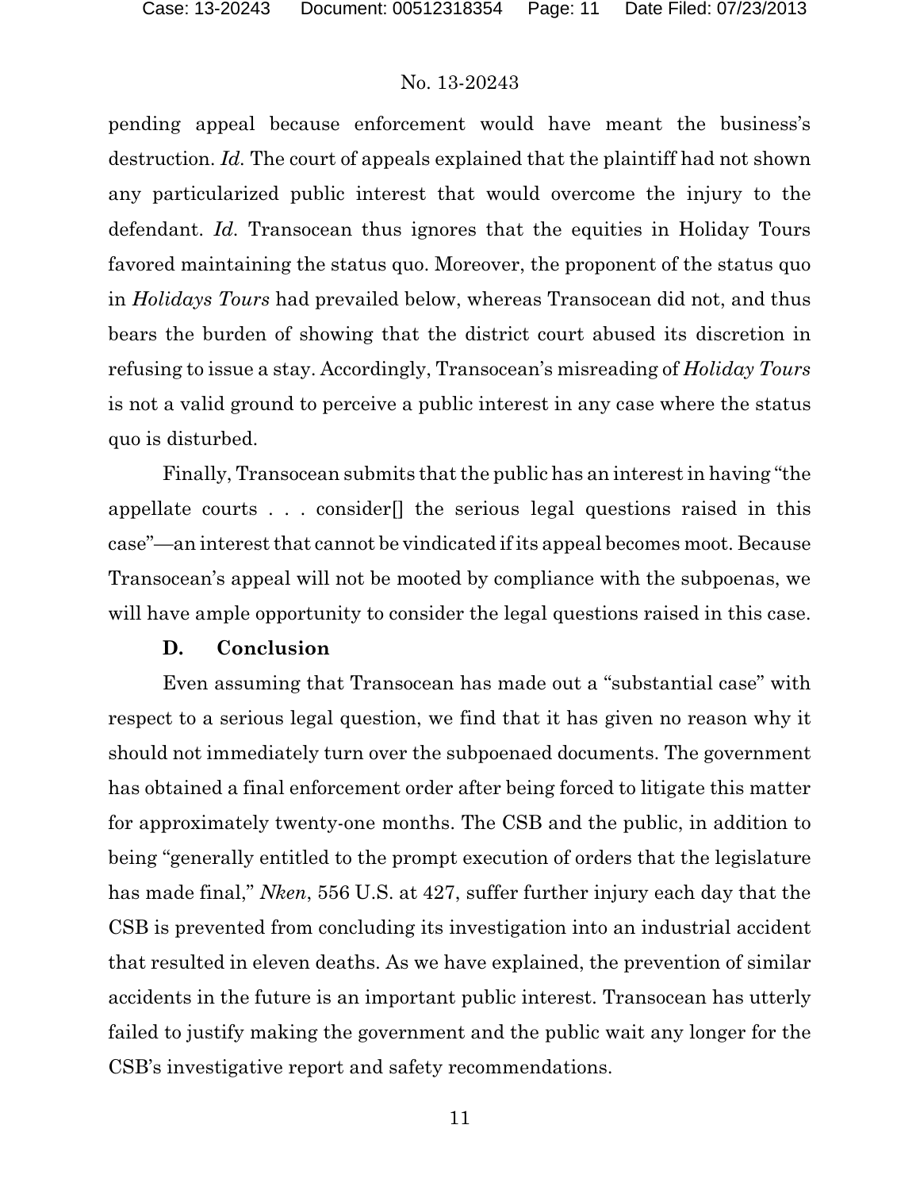pending appeal because enforcement would have meant the business's destruction. *Id.* The court of appeals explained that the plaintiff had not shown any particularized public interest that would overcome the injury to the defendant. *Id*. Transocean thus ignores that the equities in Holiday Tours favored maintaining the status quo. Moreover, the proponent of the status quo in *Holidays Tours* had prevailed below, whereas Transocean did not, and thus bears the burden of showing that the district court abused its discretion in refusing to issue a stay. Accordingly, Transocean's misreading of *Holiday Tours* is not a valid ground to perceive a public interest in any case where the status quo is disturbed.

Finally, Transocean submits that the public has an interest in having "the appellate courts . . . consider[] the serious legal questions raised in this case"—an interest that cannot be vindicated if its appeal becomes moot. Because Transocean's appeal will not be mooted by compliance with the subpoenas, we will have ample opportunity to consider the legal questions raised in this case.

### D. Conclusion

Even assuming that Transocean has made out a "substantial case" with respect to a serious legal question, we find that it has given no reason why it should not immediately turn over the subpoenaed documents. The government has obtained a final enforcement order after being forced to litigate this matter for approximately twenty-one months. The CSB and the public, in addition to being "generally entitled to the prompt execution of orders that the legislature has made final," *Nken*, 556 U.S. at 427, suffer further injury each day that the CSB is prevented from concluding its investigation into an industrial accident that resulted in eleven deaths. As we have explained, the prevention of similar accidents in the future is an important public interest. Transocean has utterly failed to justify making the government and the public wait any longer for the CSB's investigative report and safety recommendations.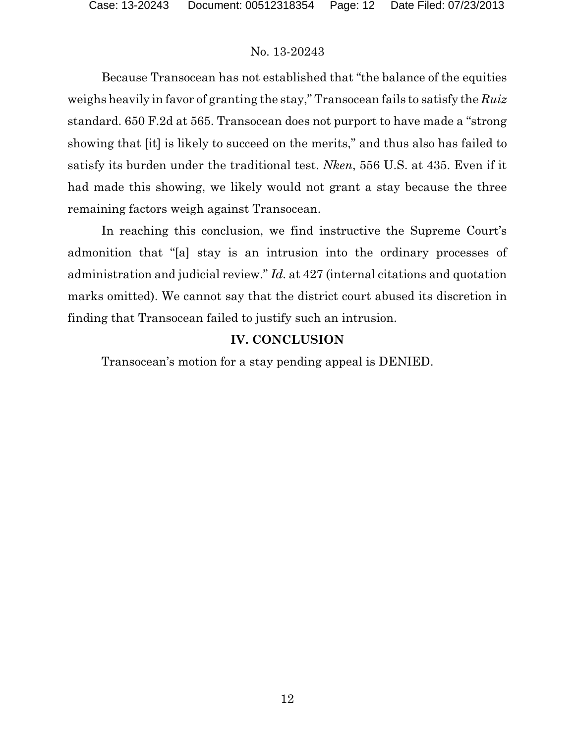Because Transocean has not established that "the balance of the equities weighs heavily in favor of granting the stay," Transocean fails to satisfy the *Ruiz* standard. 650 F.2d at 565. Transocean does not purport to have made a "strong showing that [it] is likely to succeed on the merits," and thus also has failed to satisfy its burden under the traditional test. *Nken*, 556 U.S. at 435. Even if it had made this showing, we likely would not grant a stay because the three remaining factors weigh against Transocean.

In reaching this conclusion, we find instructive the Supreme Court's admonition that "[a] stay is an intrusion into the ordinary processes of administration and judicial review." *Id.* at 427 (internal citations and quotation marks omitted). We cannot say that the district court abused its discretion in finding that Transocean failed to justify such an intrusion.

## IV. CONCLUSION

Transocean's motion for a stay pending appeal is DENIED.